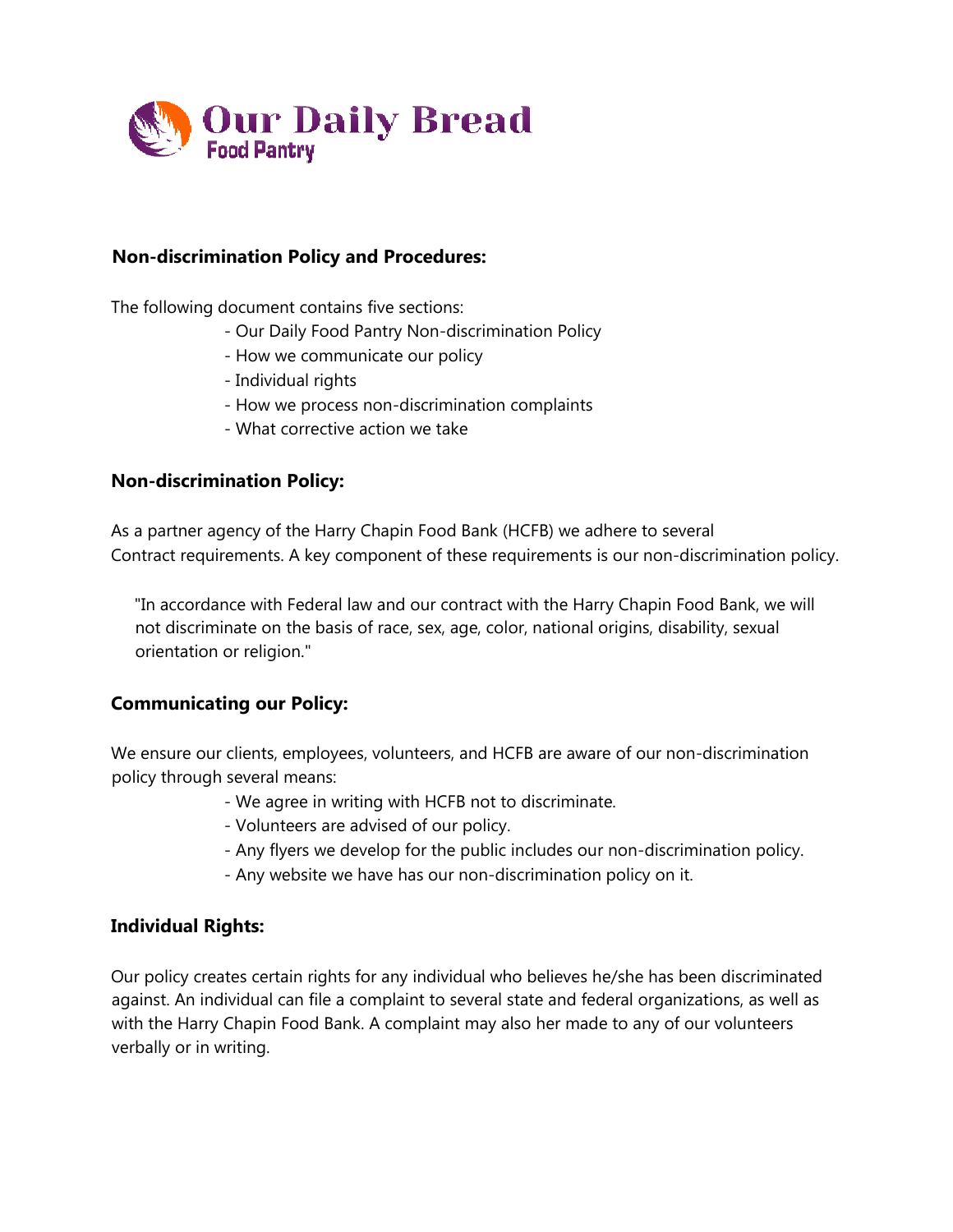Our Daily Bread
Food Pantry

## Non-discrimination Policy and Procedures:

The following document contains five sections:

- Our Daily Food Pantry Non-discrimination Policy
- How we communicate our policy
- Individual rights
- How we process non-discrimination complaints
- What corrective action we take

### Non-discrimination Policy:

As a partner agency of the Harry Chapin Food Bank (HCFB) we adhere to several Contract requirements. A key component of these requirements is our non-discrimination policy.

> "In accordance with Federal law and our contract with the Harry Chapin Food Bank, we will not discriminate on the basis of race, sex, age, color, national origins, disability, sexual orientation or religion."

### Communicating our Policy:

We ensure our clients, employees, volunteers, and HCFB are aware of our non-discrimination policy through several means:

- We agree in writing with HCFB not to discriminate.
- Volunteers are advised of our policy.
- Any flyers we develop for the public includes our non-discrimination policy.
- Any website we have has our non-discrimination policy on it.

### Individual Rights:

Our policy creates certain rights for any individual who believes he/she has been discriminated against. An individual can file a complaint to several state and federal organizations, as well as with the Harry Chapin Food Bank. A complaint may also her made to any of our volunteers verbally or in writing.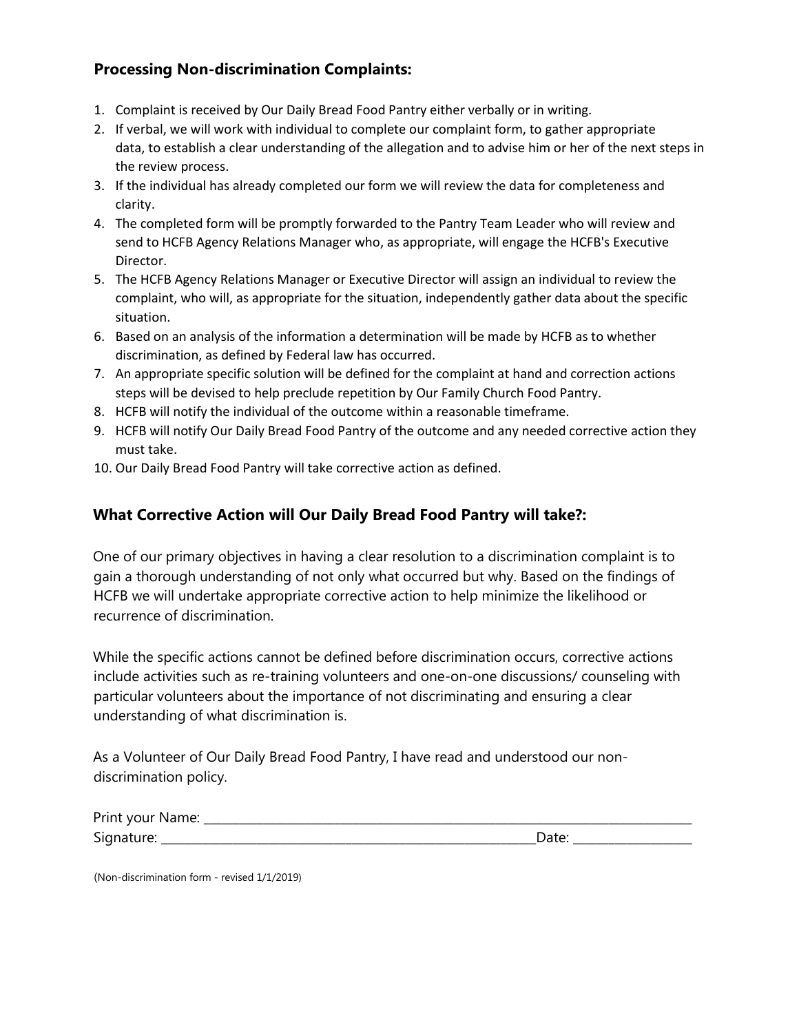## Processing Non-discrimination Complaints:

1. Complaint is received by Our Daily Bread Food Pantry either verbally or in writing.
2. If verbal, we will work with individual to complete our complaint form, to gather appropriate data, to establish a clear understanding of the allegation and to advise him or her of the next steps in the review process.
3. If the individual has already completed our form we will review the data for completeness and clarity.
4. The completed form will be promptly forwarded to the Pantry Team Leader who will review and send to HCFB Agency Relations Manager who, as appropriate, will engage the HCFB's Executive Director.
5. The HCFB Agency Relations Manager or Executive Director will assign an individual to review the complaint, who will, as appropriate for the situation, independently gather data about the specific situation.
6. Based on an analysis of the information a determination will be made by HCFB as to whether discrimination, as defined by Federal law has occurred.
7. An appropriate specific solution will be defined for the complaint at hand and correction actions steps will be devised to help preclude repetition by Our Family Church Food Pantry.
8. HCFB will notify the individual of the outcome within a reasonable timeframe.
9. HCFB will notify Our Daily Bread Food Pantry of the outcome and any needed corrective action they must take.
10. Our Daily Bread Food Pantry will take corrective action as defined.

## What Corrective Action will Our Daily Bread Food Pantry will take?:

One of our primary objectives in having a clear resolution to a discrimination complaint is to gain a thorough understanding of not only what occurred but why. Based on the findings of HCFB we will undertake appropriate corrective action to help minimize the likelihood or recurrence of discrimination.

While the specific actions cannot be defined before discrimination occurs, corrective actions include activities such as re-training volunteers and one-on-one discussions/ counseling with particular volunteers about the importance of not discriminating and ensuring a clear understanding of what discrimination is.

As a Volunteer of Our Daily Bread Food Pantry, I have read and understood our non-discrimination policy.

Print your Name: ______________________________________________

Signature: ______________________________________ Date: ______________

(Non-discrimination form - revised 1/1/2019)